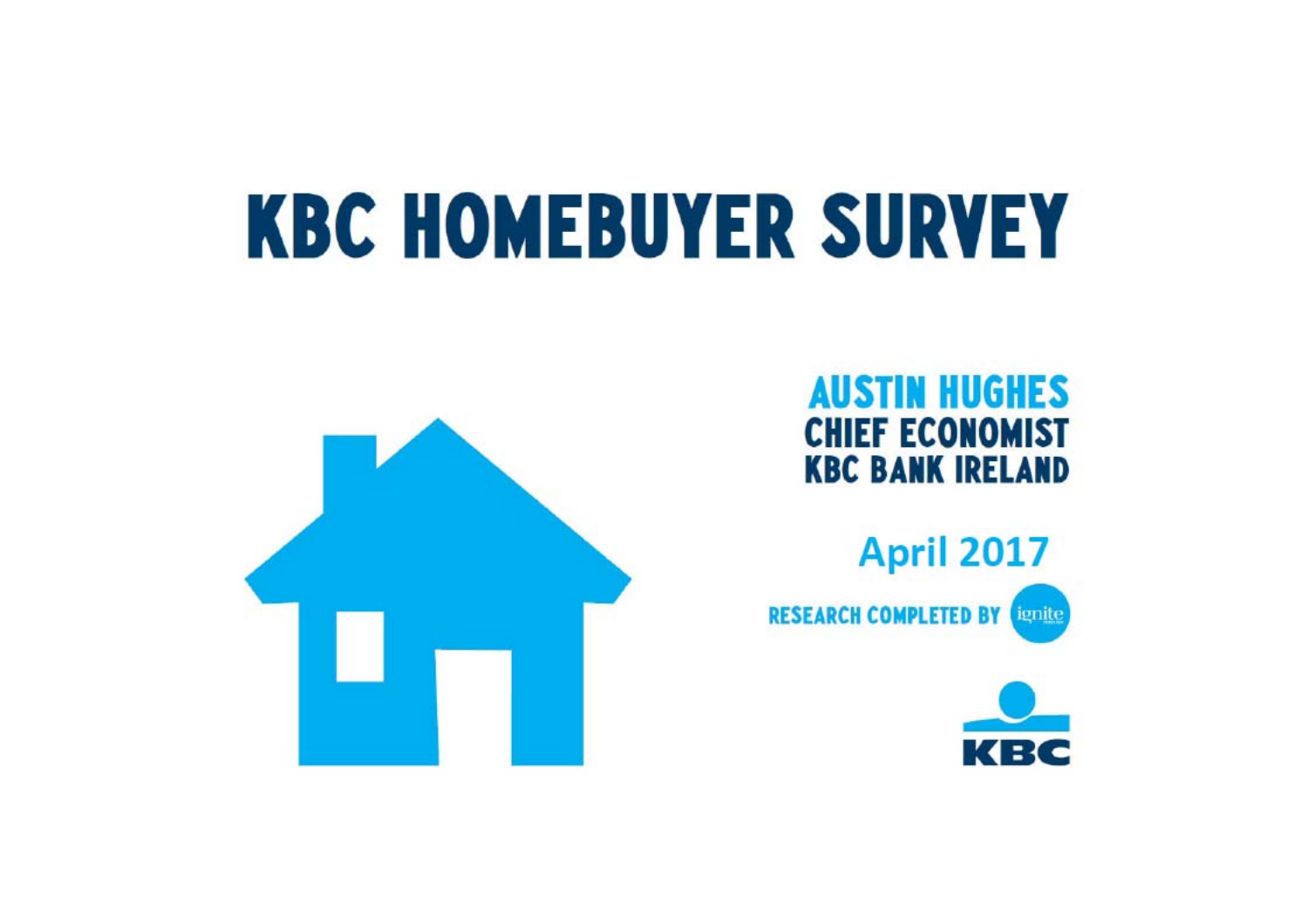# KBC HOMEBUYER SURVEY

**AUSTIN HUGHES**
**CHIEF ECONOMIST**
**KBC BANK IRELAND**

April 2017

RESEARCH COMPLETED BY ignite

KBC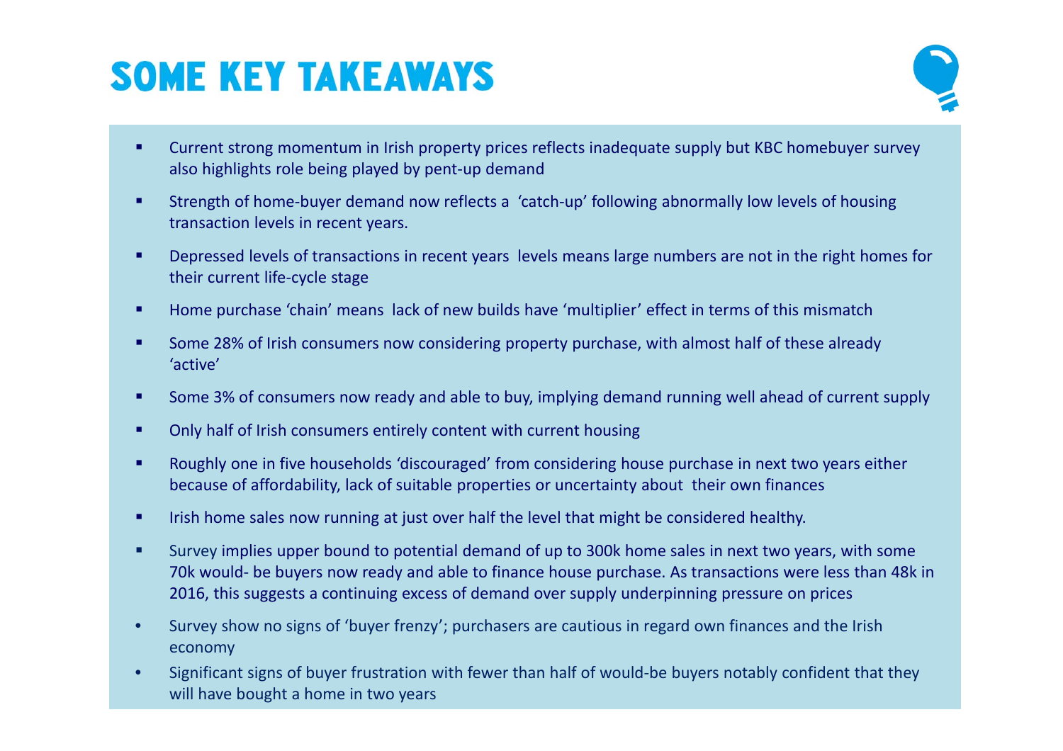# SOME KEY TAKEAWAYS

- Current strong momentum in Irish property prices reflects inadequate supply but KBC homebuyer survey also highlights role being played by pent-up demand
- Strength of home-buyer demand now reflects a 'catch-up' following abnormally low levels of housing transaction levels in recent years.
- Depressed levels of transactions in recent years levels means large numbers are not in the right homes for their current life-cycle stage
- Home purchase 'chain' means lack of new builds have 'multiplier' effect in terms of this mismatch
- Some 28% of Irish consumers now considering property purchase, with almost half of these already 'active'
- Some 3% of consumers now ready and able to buy, implying demand running well ahead of current supply
- Only half of Irish consumers entirely content with current housing
- Roughly one in five households 'discouraged' from considering house purchase in next two years either because of affordability, lack of suitable properties or uncertainty about their own finances
- Irish home sales now running at just over half the level that might be considered healthy.
- Survey implies upper bound to potential demand of up to 300k home sales in next two years, with some 70k would- be buyers now ready and able to finance house purchase. As transactions were less than 48k in 2016, this suggests a continuing excess of demand over supply underpinning pressure on prices
- Survey show no signs of 'buyer frenzy'; purchasers are cautious in regard own finances and the Irish economy
- Significant signs of buyer frustration with fewer than half of would-be buyers notably confident that they will have bought a home in two years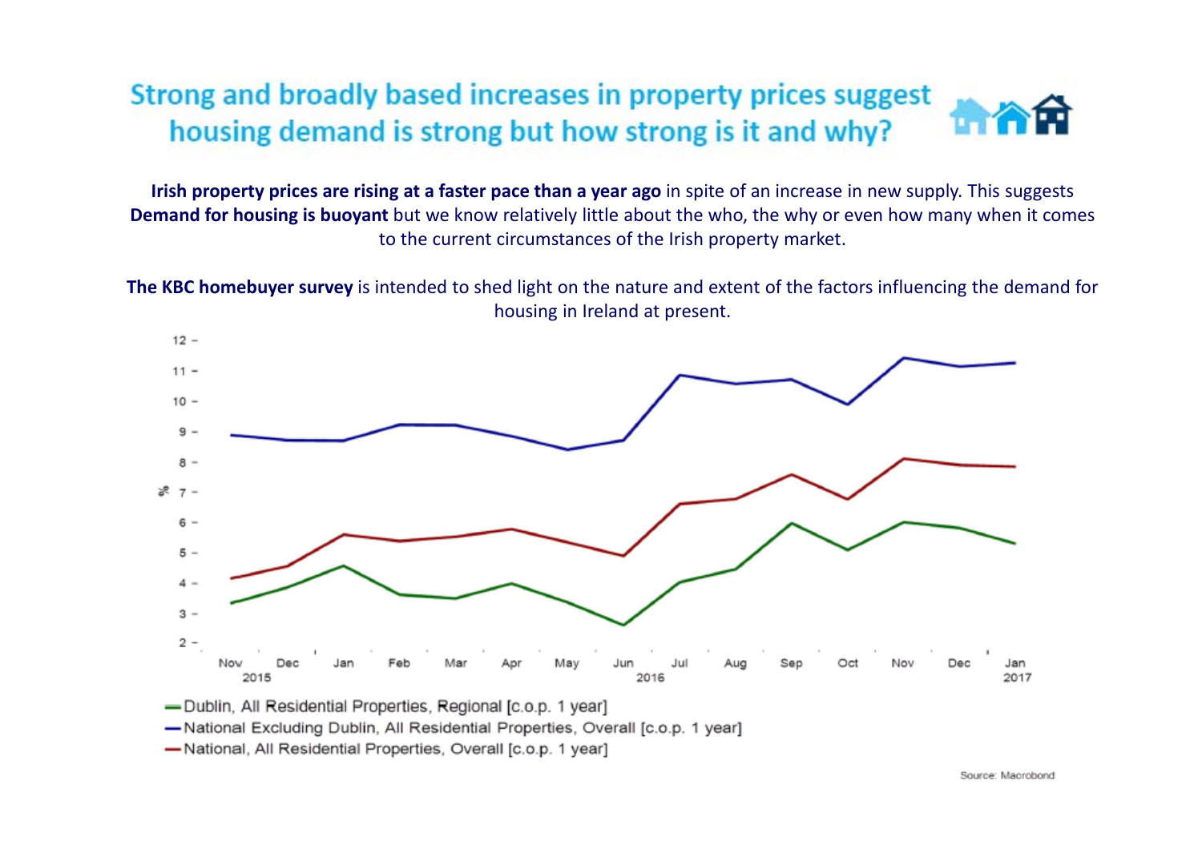# Strong and broadly based increases in property prices suggest housing demand is strong but how strong is it and why?

**Irish property prices are rising at a faster pace than a year ago** in spite of an increase in new supply. This suggests **Demand for housing is buoyant** but we know relatively little about the who, the why or even how many when it comes to the current circumstances of the Irish property market.

**The KBC homebuyer survey** is intended to shed light on the nature and extent of the factors influencing the demand for housing in Ireland at present.

—Dublin, All Residential Properties, Regional [c.o.p. 1 year]
—National Excluding Dublin, All Residential Properties, Overall [c.o.p. 1 year]
—National, All Residential Properties, Overall [c.o.p. 1 year]

Source: Macrobond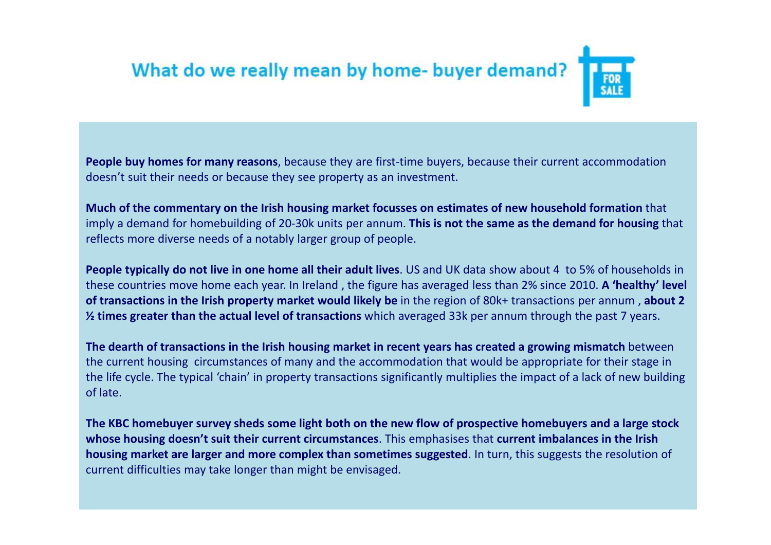# What do we really mean by home- buyer demand?

**People buy homes for many reasons**, because they are first-time buyers, because their current accommodation doesn't suit their needs or because they see property as an investment.

**Much of the commentary on the Irish housing market focusses on estimates of new household formation** that imply a demand for homebuilding of 20-30k units per annum. **This is not the same as the demand for housing** that reflects more diverse needs of a notably larger group of people.

**People typically do not live in one home all their adult lives**. US and UK data show about 4 to 5% of households in these countries move home each year. In Ireland , the figure has averaged less than 2% since 2010. **A 'healthy' level of transactions in the Irish property market would likely be** in the region of 80k+ transactions per annum , **about 2 ½ times greater than the actual level of transactions** which averaged 33k per annum through the past 7 years.

**The dearth of transactions in the Irish housing market in recent years has created a growing mismatch** between the current housing circumstances of many and the accommodation that would be appropriate for their stage in the life cycle. The typical 'chain' in property transactions significantly multiplies the impact of a lack of new building of late.

**The KBC homebuyer survey sheds some light both on the new flow of prospective homebuyers and a large stock whose housing doesn't suit their current circumstances**. This emphasises that **current imbalances in the Irish housing market are larger and more complex than sometimes suggested**. In turn, this suggests the resolution of current difficulties may take longer than might be envisaged.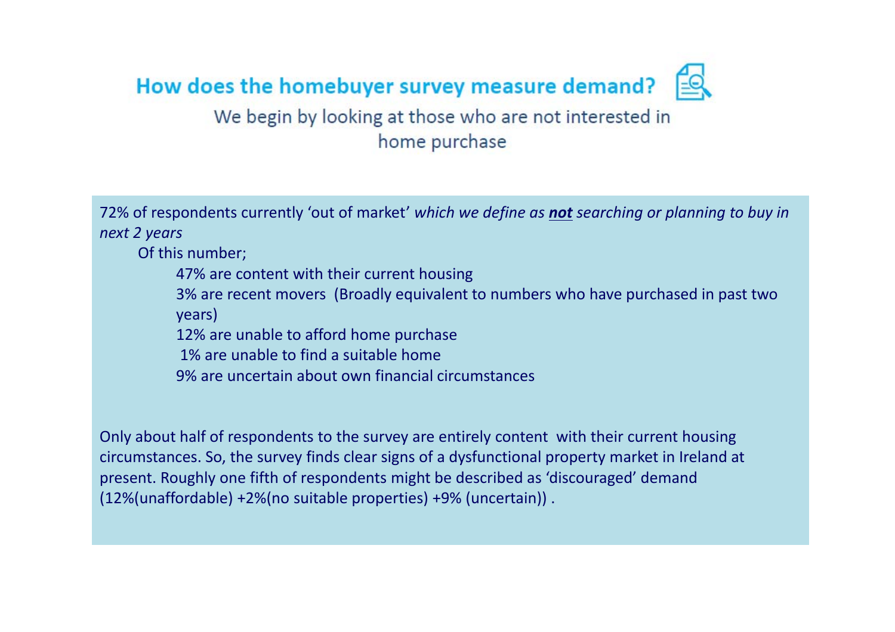## How does the homebuyer survey measure demand?

We begin by looking at those who are not interested in home purchase

72% of respondents currently 'out of market' *which we define as **not** searching or planning to buy in next 2 years*

Of this number;

- 47% are content with their current housing
- 3% are recent movers (Broadly equivalent to numbers who have purchased in past two years)
- 12% are unable to afford home purchase
- 1% are unable to find a suitable home
- 9% are uncertain about own financial circumstances

Only about half of respondents to the survey are entirely content with their current housing circumstances. So, the survey finds clear signs of a dysfunctional property market in Ireland at present. Roughly one fifth of respondents might be described as 'discouraged' demand (12%(unaffordable) +2%(no suitable properties) +9% (uncertain)) .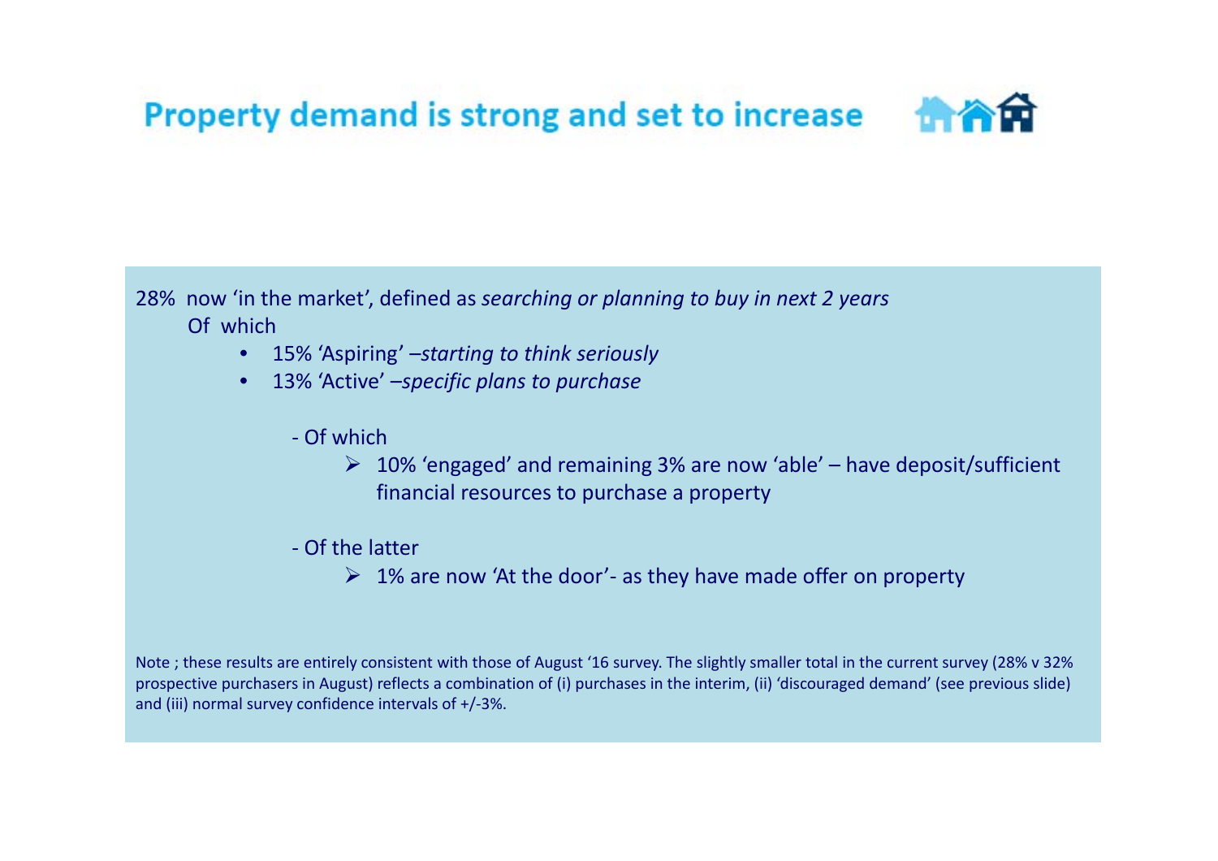# Property demand is strong and set to increase

28% now 'in the market', defined as *searching or planning to buy in next 2 years*

Of which

- 15% 'Aspiring' –*starting to think seriously*
- 13% 'Active' –*specific plans to purchase*

  - Of which

    - 10% 'engaged' and remaining 3% are now 'able' – have deposit/sufficient financial resources to purchase a property

  - Of the latter

    - 1% are now 'At the door'- as they have made offer on property

Note ; these results are entirely consistent with those of August '16 survey. The slightly smaller total in the current survey (28% v 32% prospective purchasers in August) reflects a combination of (i) purchases in the interim, (ii) 'discouraged demand' (see previous slide) and (iii) normal survey confidence intervals of +/-3%.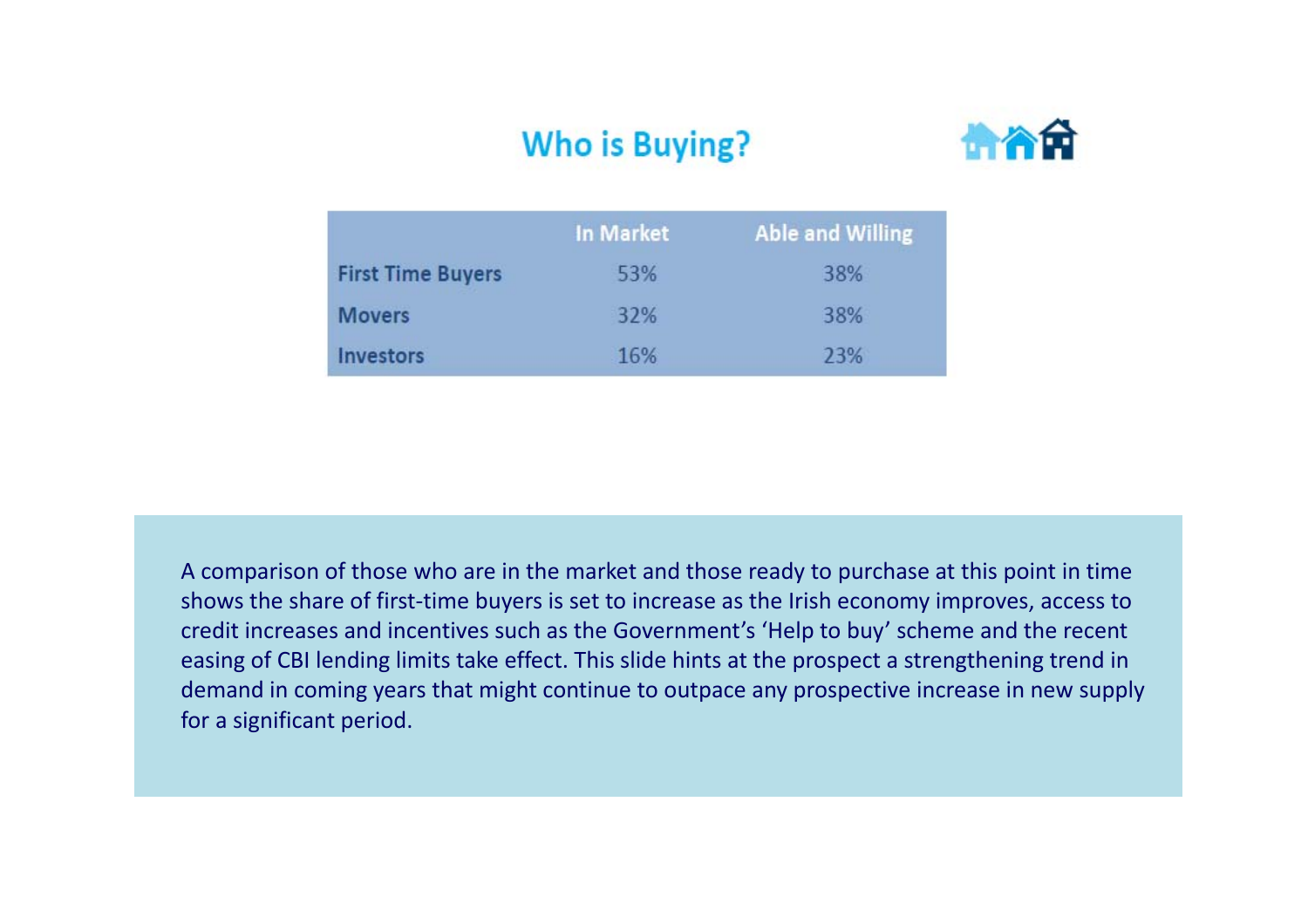## Who is Buying?

| | In Market | Able and Willing |
|---|---|---|
| First Time Buyers | 53% | 38% |
| Movers | 32% | 38% |
| Investors | 16% | 23% |

A comparison of those who are in the market and those ready to purchase at this point in time shows the share of first-time buyers is set to increase as the Irish economy improves, access to credit increases and incentives such as the Government's 'Help to buy' scheme and the recent easing of CBI lending limits take effect. This slide hints at the prospect a strengthening trend in demand in coming years that might continue to outpace any prospective increase in new supply for a significant period.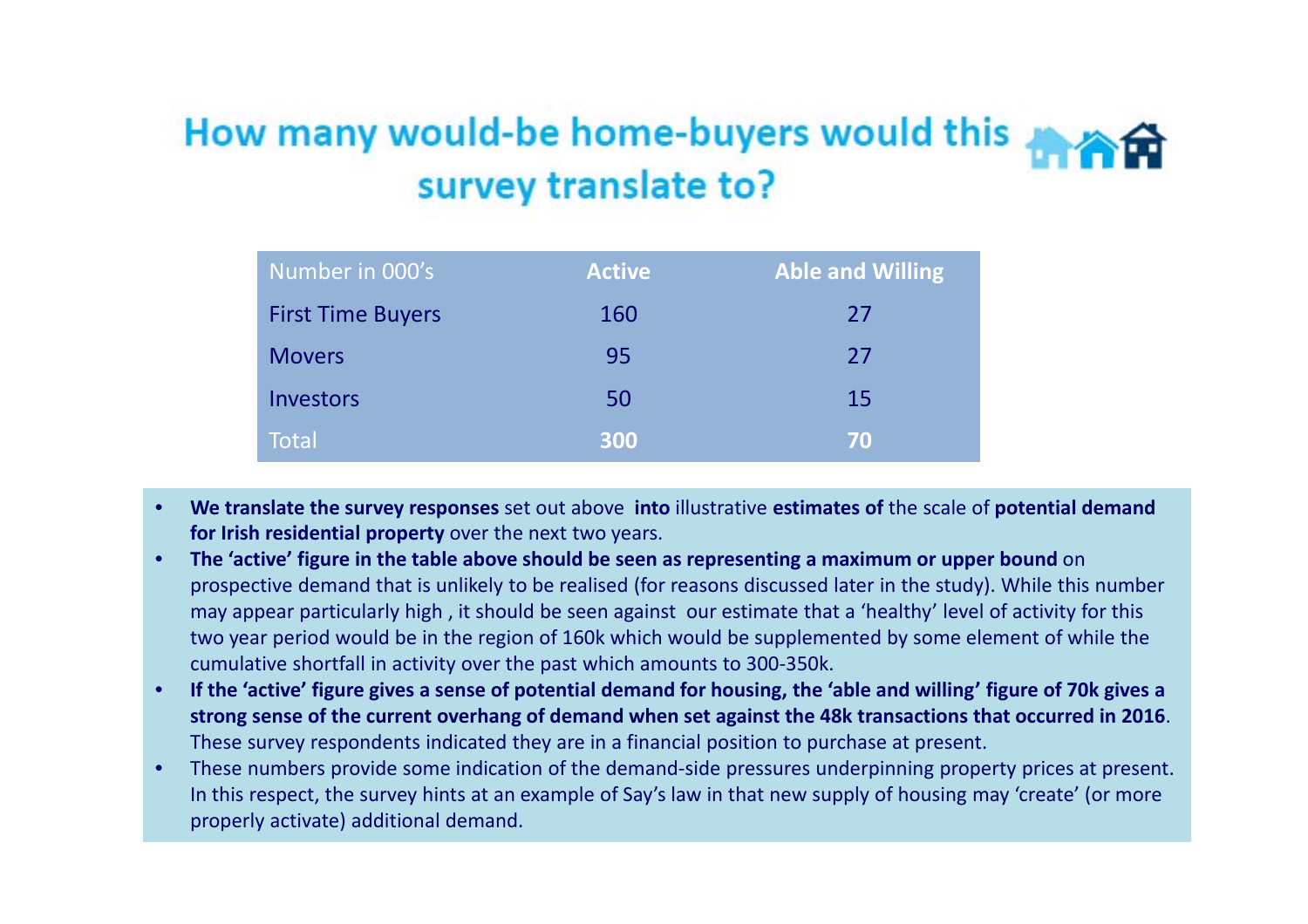# How many would-be home-buyers would this survey translate to?

| Number in 000's | **Active** | **Able and Willing** |
| --- | --- | --- |
| First Time Buyers | 160 | 27 |
| Movers | 95 | 27 |
| Investors | 50 | 15 |
| Total | **300** | **70** |

- **We translate the survey responses** set out above **into** illustrative **estimates of** the scale of **potential demand for Irish residential property** over the next two years.
- **The 'active' figure in the table above should be seen as representing a maximum or upper bound** on prospective demand that is unlikely to be realised (for reasons discussed later in the study). While this number may appear particularly high , it should be seen against our estimate that a 'healthy' level of activity for this two year period would be in the region of 160k which would be supplemented by some element of while the cumulative shortfall in activity over the past which amounts to 300-350k.
- **If the 'active' figure gives a sense of potential demand for housing, the 'able and willing' figure of 70k gives a strong sense of the current overhang of demand when set against the 48k transactions that occurred in 2016**. These survey respondents indicated they are in a financial position to purchase at present.
- These numbers provide some indication of the demand-side pressures underpinning property prices at present. In this respect, the survey hints at an example of Say's law in that new supply of housing may 'create' (or more properly activate) additional demand.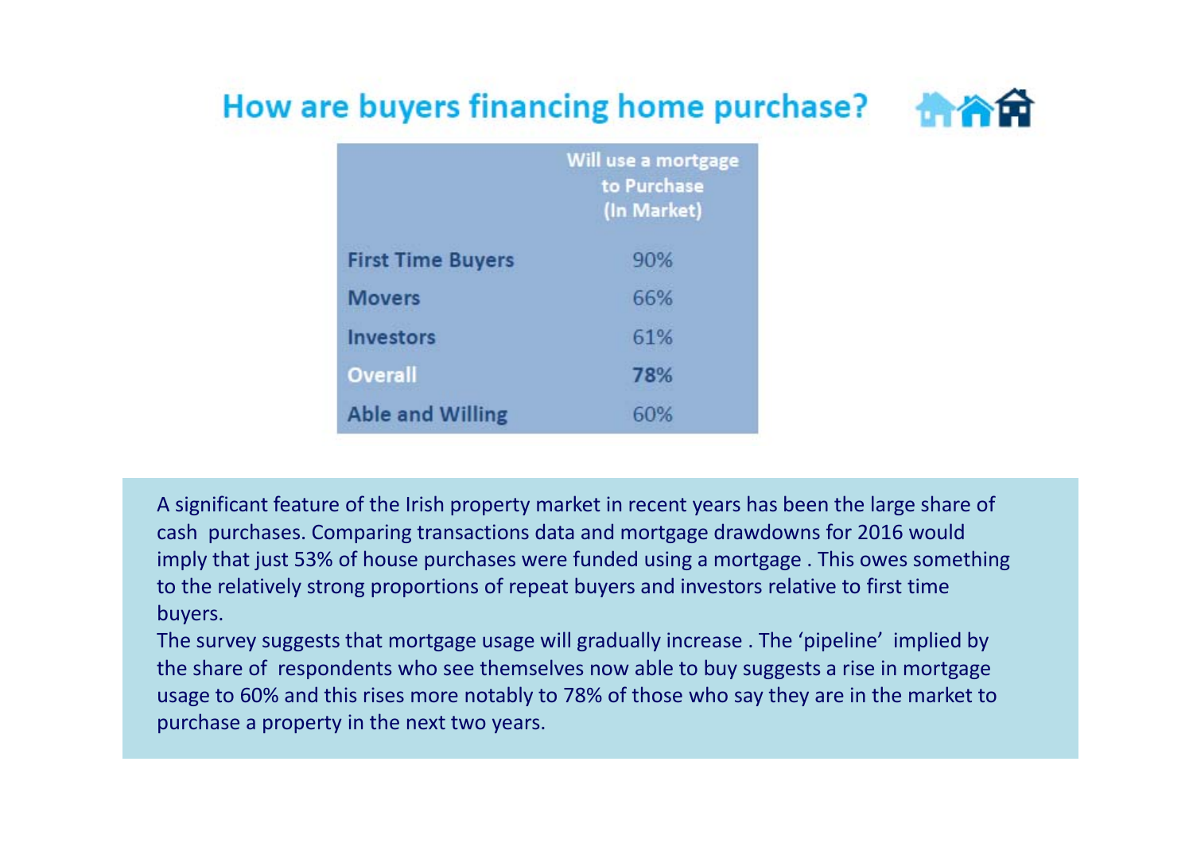## How are buyers financing home purchase?

| | Will use a mortgage to Purchase (In Market) |
|---|---|
| First Time Buyers | 90% |
| Movers | 66% |
| Investors | 61% |
| Overall | **78%** |
| Able and Willing | 60% |

A significant feature of the Irish property market in recent years has been the large share of cash purchases. Comparing transactions data and mortgage drawdowns for 2016 would imply that just 53% of house purchases were funded using a mortgage . This owes something to the relatively strong proportions of repeat buyers and investors relative to first time buyers.

The survey suggests that mortgage usage will gradually increase . The 'pipeline' implied by the share of respondents who see themselves now able to buy suggests a rise in mortgage usage to 60% and this rises more notably to 78% of those who say they are in the market to purchase a property in the next two years.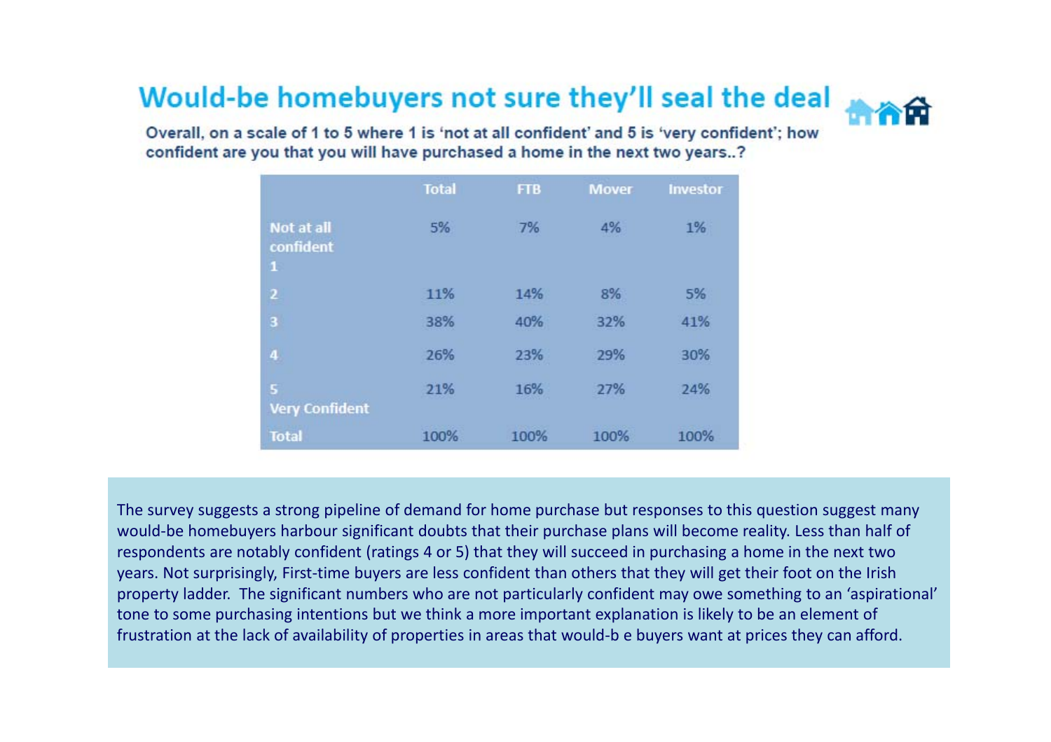# Would-be homebuyers not sure they'll seal the deal

**Overall, on a scale of 1 to 5 where 1 is 'not at all confident' and 5 is 'very confident'; how confident are you that you will have purchased a home in the next two years..?**

| | Total | FTB | Mover | Investor |
|---|---|---|---|---|
| Not at all confident 1 | 5% | 7% | 4% | 1% |
| 2 | 11% | 14% | 8% | 5% |
| 3 | 38% | 40% | 32% | 41% |
| 4 | 26% | 23% | 29% | 30% |
| 5 Very Confident | 21% | 16% | 27% | 24% |
| Total | 100% | 100% | 100% | 100% |

The survey suggests a strong pipeline of demand for home purchase but responses to this question suggest many would-be homebuyers harbour significant doubts that their purchase plans will become reality. Less than half of respondents are notably confident (ratings 4 or 5) that they will succeed in purchasing a home in the next two years. Not surprisingly, First-time buyers are less confident than others that they will get their foot on the Irish property ladder. The significant numbers who are not particularly confident may owe something to an 'aspirational' tone to some purchasing intentions but we think a more important explanation is likely to be an element of frustration at the lack of availability of properties in areas that would-b e buyers want at prices they can afford.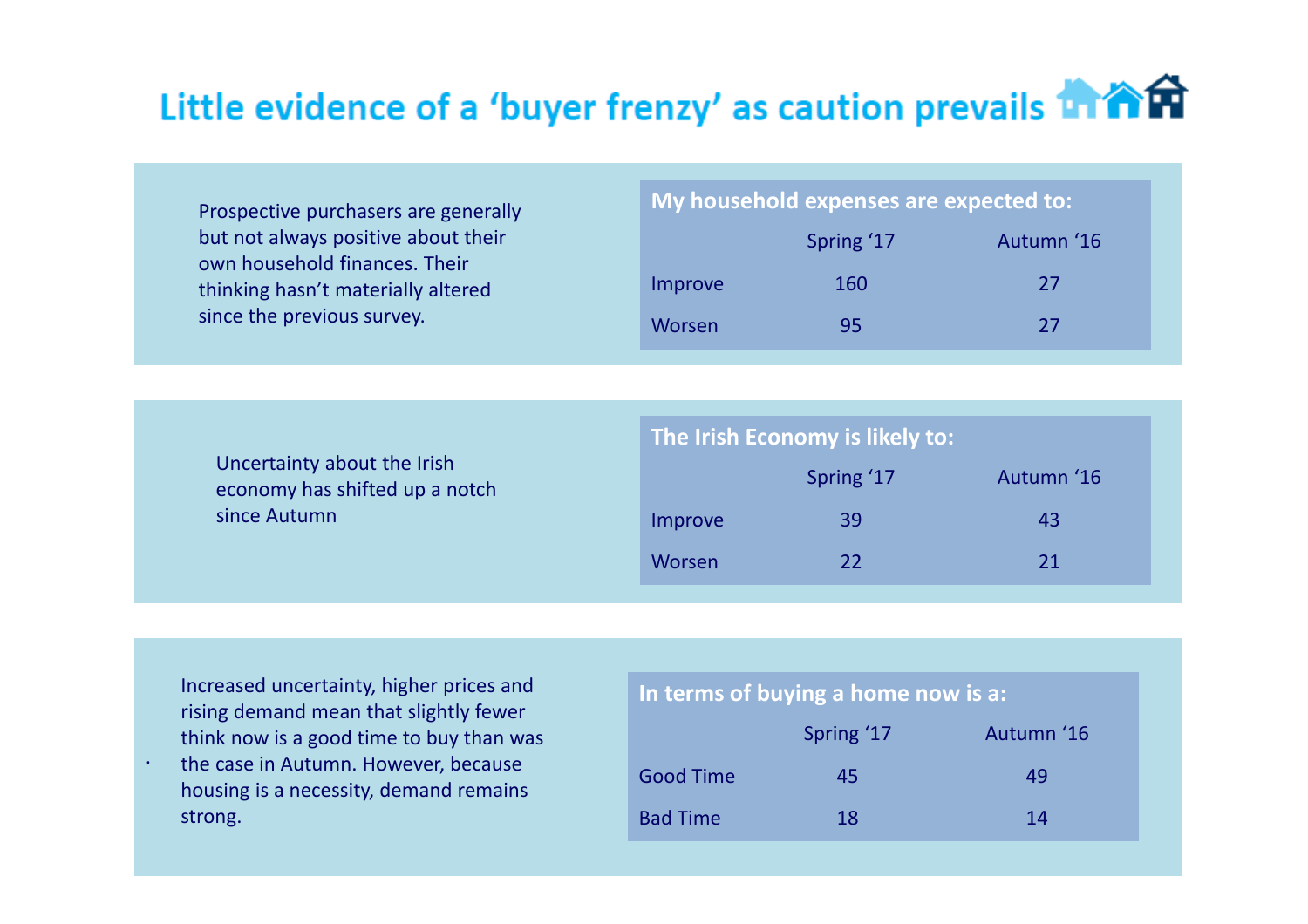# Little evidence of a 'buyer frenzy' as caution prevails

Prospective purchasers are generally but not always positive about their own household finances. Their thinking hasn't materially altered since the previous survey.

| My household expenses are expected to: | Spring '17 | Autumn '16 |
|---|---|---|
| Improve | 160 | 27 |
| Worsen | 95 | 27 |

Uncertainty about the Irish economy has shifted up a notch since Autumn

| The Irish Economy is likely to: | Spring '17 | Autumn '16 |
|---|---|---|
| Improve | 39 | 43 |
| Worsen | 22 | 21 |

Increased uncertainty, higher prices and rising demand mean that slightly fewer think now is a good time to buy than was the case in Autumn. However, because housing is a necessity, demand remains strong.

| In terms of buying a home now is a: | Spring '17 | Autumn '16 |
|---|---|---|
| Good Time | 45 | 49 |
| Bad Time | 18 | 14 |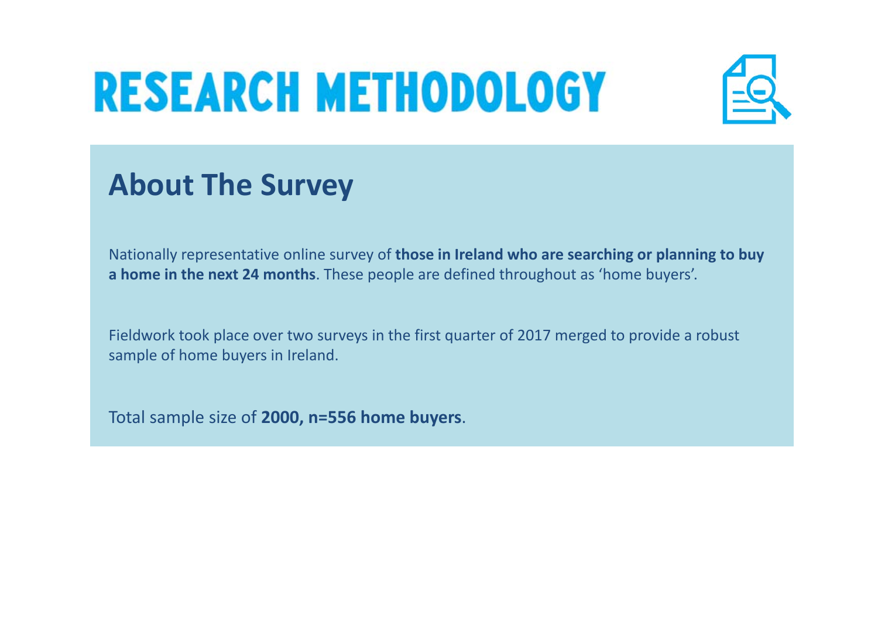# RESEARCH METHODOLOGY

## About The Survey

Nationally representative online survey of **those in Ireland who are searching or planning to buy a home in the next 24 months**. These people are defined throughout as 'home buyers'.

Fieldwork took place over two surveys in the first quarter of 2017 merged to provide a robust sample of home buyers in Ireland.

Total sample size of **2000, n=556 home buyers**.